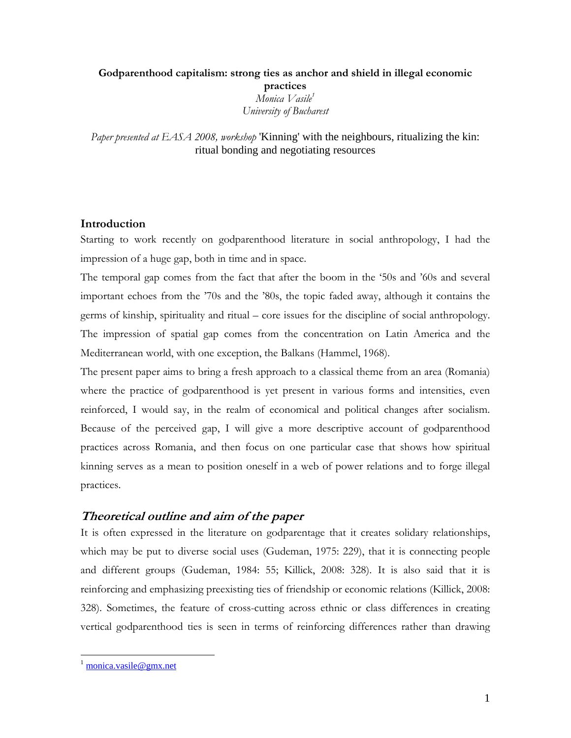**Godparenthood capitalism: strong ties as anchor and shield in illegal economic practices**

*Monica Vasile*[1]

*University of Bucharest*

*Paper presented at EASA 2008, workshop* 'Kinning' with the neighbours, ritualizing the kin: ritual bonding and negotiating resources

## Introduction

Starting to work recently on godparenthood literature in social anthropology, I had the impression of a huge gap, both in time and in space.

The temporal gap comes from the fact that after the boom in the '50s and '60s and several important echoes from the '70s and the '80s, the topic faded away, although it contains the germs of kinship, spirituality and ritual – core issues for the discipline of social anthropology. The impression of spatial gap comes from the concentration on Latin America and the Mediterranean world, with one exception, the Balkans (Hammel, 1968).

The present paper aims to bring a fresh approach to a classical theme from an area (Romania) where the practice of godparenthood is yet present in various forms and intensities, even reinforced, I would say, in the realm of economical and political changes after socialism. Because of the perceived gap, I will give a more descriptive account of godparenthood practices across Romania, and then focus on one particular case that shows how spiritual kinning serves as a mean to position oneself in a web of power relations and to forge illegal practices.

## *Theoretical outline and aim of the paper*

It is often expressed in the literature on godparentage that it creates solidary relationships, which may be put to diverse social uses (Gudeman, 1975: 229), that it is connecting people and different groups (Gudeman, 1984: 55; Killick, 2008: 328). It is also said that it is reinforcing and emphasizing preexisting ties of friendship or economic relations (Killick, 2008: 328). Sometimes, the feature of cross-cutting across ethnic or class differences in creating vertical godparenthood ties is seen in terms of reinforcing differences rather than drawing

[1] monica.vasile@gmx.net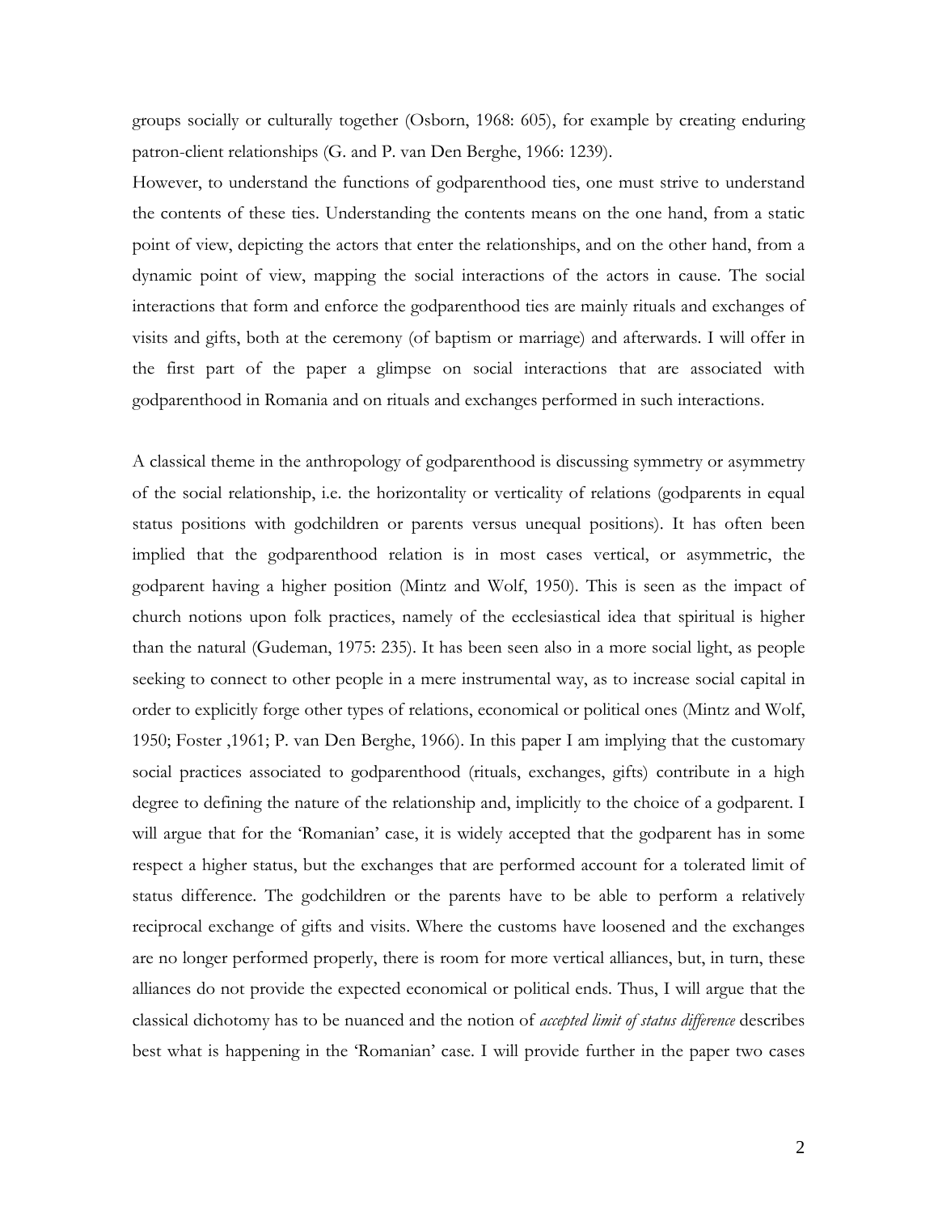groups socially or culturally together (Osborn, 1968: 605), for example by creating enduring patron-client relationships (G. and P. van Den Berghe, 1966: 1239).

However, to understand the functions of godparenthood ties, one must strive to understand the contents of these ties. Understanding the contents means on the one hand, from a static point of view, depicting the actors that enter the relationships, and on the other hand, from a dynamic point of view, mapping the social interactions of the actors in cause. The social interactions that form and enforce the godparenthood ties are mainly rituals and exchanges of visits and gifts, both at the ceremony (of baptism or marriage) and afterwards. I will offer in the first part of the paper a glimpse on social interactions that are associated with godparenthood in Romania and on rituals and exchanges performed in such interactions.

A classical theme in the anthropology of godparenthood is discussing symmetry or asymmetry of the social relationship, i.e. the horizontality or verticality of relations (godparents in equal status positions with godchildren or parents versus unequal positions). It has often been implied that the godparenthood relation is in most cases vertical, or asymmetric, the godparent having a higher position (Mintz and Wolf, 1950). This is seen as the impact of church notions upon folk practices, namely of the ecclesiastical idea that spiritual is higher than the natural (Gudeman, 1975: 235). It has been seen also in a more social light, as people seeking to connect to other people in a mere instrumental way, as to increase social capital in order to explicitly forge other types of relations, economical or political ones (Mintz and Wolf, 1950; Foster ,1961; P. van Den Berghe, 1966). In this paper I am implying that the customary social practices associated to godparenthood (rituals, exchanges, gifts) contribute in a high degree to defining the nature of the relationship and, implicitly to the choice of a godparent. I will argue that for the 'Romanian' case, it is widely accepted that the godparent has in some respect a higher status, but the exchanges that are performed account for a tolerated limit of status difference. The godchildren or the parents have to be able to perform a relatively reciprocal exchange of gifts and visits. Where the customs have loosened and the exchanges are no longer performed properly, there is room for more vertical alliances, but, in turn, these alliances do not provide the expected economical or political ends. Thus, I will argue that the classical dichotomy has to be nuanced and the notion of *accepted limit of status difference* describes best what is happening in the 'Romanian' case. I will provide further in the paper two cases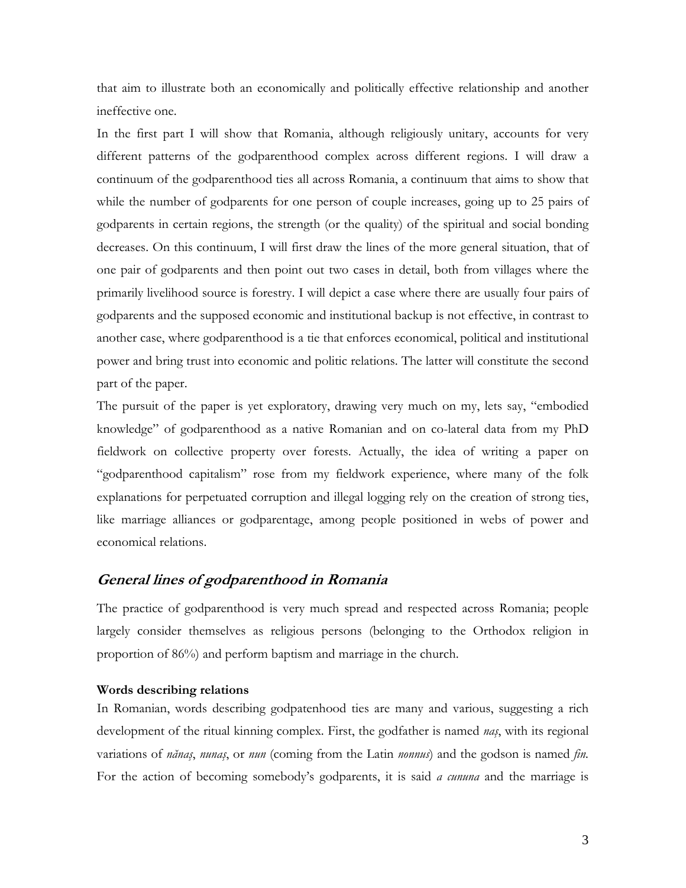that aim to illustrate both an economically and politically effective relationship and another ineffective one.

In the first part I will show that Romania, although religiously unitary, accounts for very different patterns of the godparenthood complex across different regions. I will draw a continuum of the godparenthood ties all across Romania, a continuum that aims to show that while the number of godparents for one person of couple increases, going up to 25 pairs of godparents in certain regions, the strength (or the quality) of the spiritual and social bonding decreases. On this continuum, I will first draw the lines of the more general situation, that of one pair of godparents and then point out two cases in detail, both from villages where the primarily livelihood source is forestry. I will depict a case where there are usually four pairs of godparents and the supposed economic and institutional backup is not effective, in contrast to another case, where godparenthood is a tie that enforces economical, political and institutional power and bring trust into economic and politic relations. The latter will constitute the second part of the paper.

The pursuit of the paper is yet exploratory, drawing very much on my, lets say, "embodied knowledge" of godparenthood as a native Romanian and on co-lateral data from my PhD fieldwork on collective property over forests. Actually, the idea of writing a paper on "godparenthood capitalism" rose from my fieldwork experience, where many of the folk explanations for perpetuated corruption and illegal logging rely on the creation of strong ties, like marriage alliances or godparentage, among people positioned in webs of power and economical relations.

## *General lines of godparenthood in Romania*

The practice of godparenthood is very much spread and respected across Romania; people largely consider themselves as religious persons (belonging to the Orthodox religion in proportion of 86%) and perform baptism and marriage in the church.

**Words describing relations**

In Romanian, words describing godpatenhood ties are many and various, suggesting a rich development of the ritual kinning complex. First, the godfather is named *naș*, with its regional variations of *nănaș*, *nunaș*, or *nun* (coming from the Latin *nonnus*) and the godson is named *fin*. For the action of becoming somebody's godparents, it is said *a cununa* and the marriage is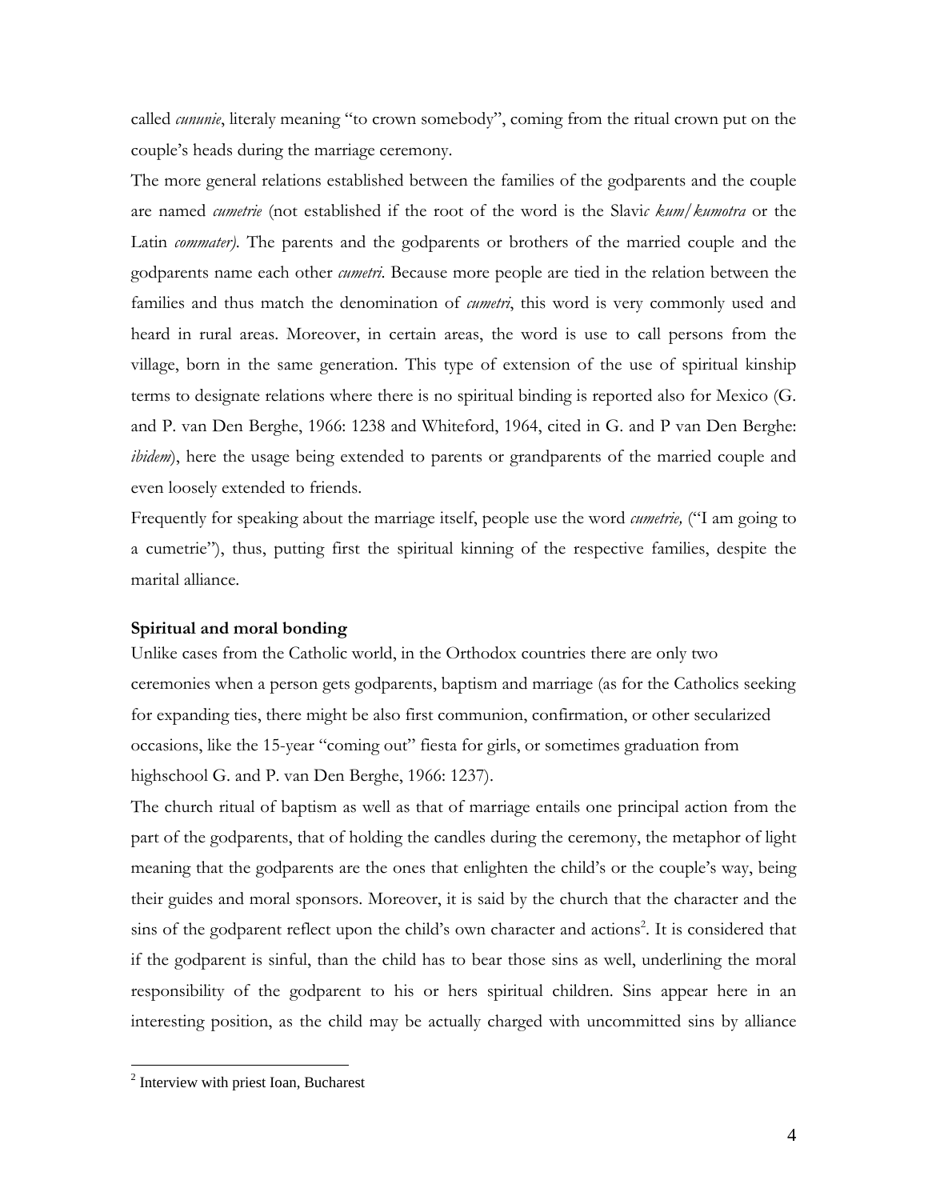called *cununie*, literaly meaning "to crown somebody", coming from the ritual crown put on the couple's heads during the marriage ceremony.

The more general relations established between the families of the godparents and the couple are named *cumetrie* (not established if the root of the word is the Slavi*c kum*/*kumotra* or the Latin *commater)*. The parents and the godparents or brothers of the married couple and the godparents name each other *cumetri*. Because more people are tied in the relation between the families and thus match the denomination of *cumetri*, this word is very commonly used and heard in rural areas. Moreover, in certain areas, the word is use to call persons from the village, born in the same generation. This type of extension of the use of spiritual kinship terms to designate relations where there is no spiritual binding is reported also for Mexico (G. and P. van Den Berghe, 1966: 1238 and Whiteford, 1964, cited in G. and P van Den Berghe: *ibidem*), here the usage being extended to parents or grandparents of the married couple and even loosely extended to friends.

Frequently for speaking about the marriage itself, people use the word *cumetrie,* ("I am going to a cumetrie"), thus, putting first the spiritual kinning of the respective families, despite the marital alliance.

**Spiritual and moral bonding**

Unlike cases from the Catholic world, in the Orthodox countries there are only two ceremonies when a person gets godparents, baptism and marriage (as for the Catholics seeking for expanding ties, there might be also first communion, confirmation, or other secularized occasions, like the 15-year "coming out" fiesta for girls, or sometimes graduation from highschool G. and P. van Den Berghe, 1966: 1237).

The church ritual of baptism as well as that of marriage entails one principal action from the part of the godparents, that of holding the candles during the ceremony, the metaphor of light meaning that the godparents are the ones that enlighten the child's or the couple's way, being their guides and moral sponsors. Moreover, it is said by the church that the character and the sins of the godparent reflect upon the child's own character and actions[2]. It is considered that if the godparent is sinful, than the child has to bear those sins as well, underlining the moral responsibility of the godparent to his or hers spiritual children. Sins appear here in an interesting position, as the child may be actually charged with uncommitted sins by alliance

[2] Interview with priest Ioan, Bucharest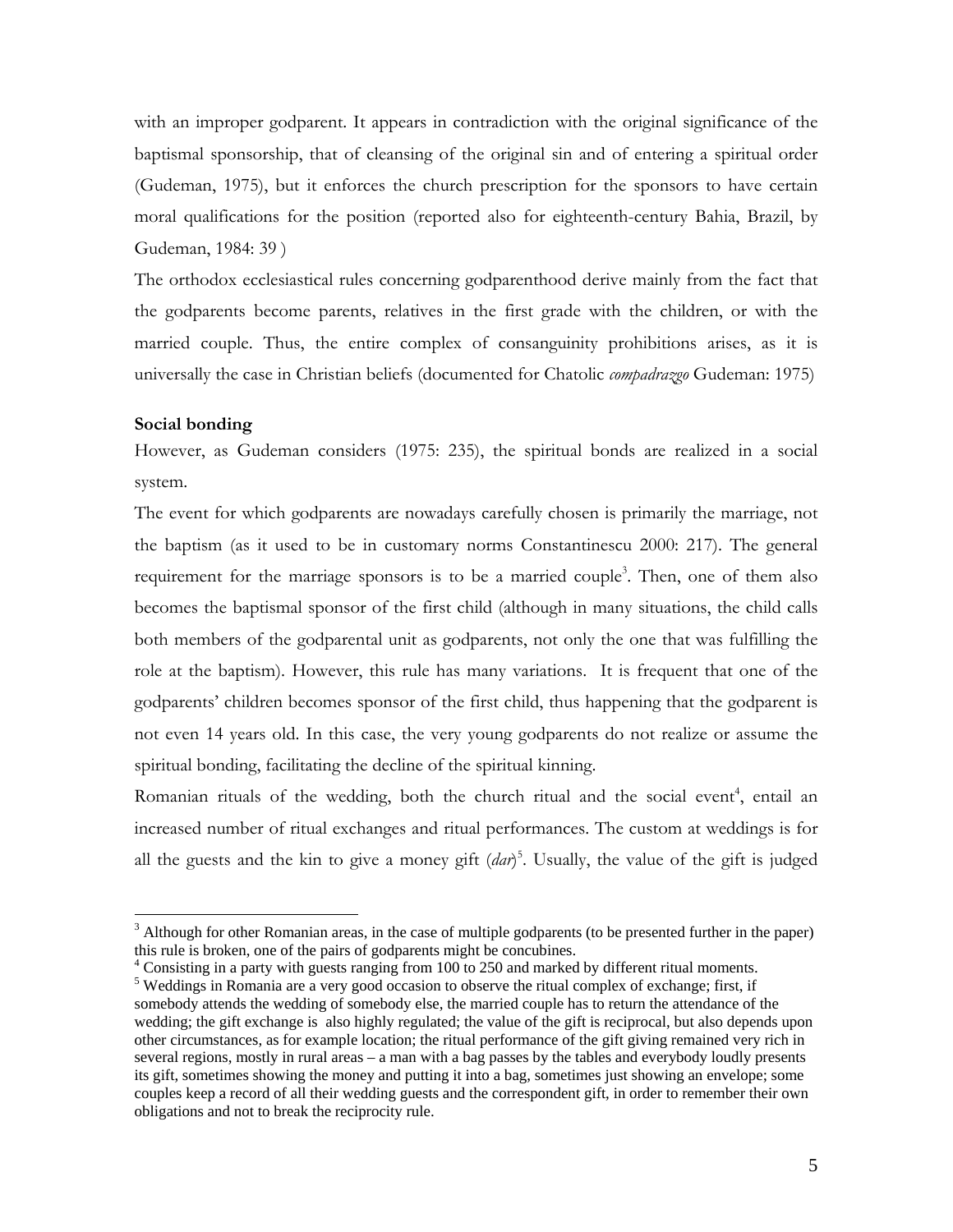with an improper godparent. It appears in contradiction with the original significance of the baptismal sponsorship, that of cleansing of the original sin and of entering a spiritual order (Gudeman, 1975), but it enforces the church prescription for the sponsors to have certain moral qualifications for the position (reported also for eighteenth-century Bahia, Brazil, by Gudeman, 1984: 39 )

The orthodox ecclesiastical rules concerning godparenthood derive mainly from the fact that the godparents become parents, relatives in the first grade with the children, or with the married couple. Thus, the entire complex of consanguinity prohibitions arises, as it is universally the case in Christian beliefs (documented for Chatolic *compadrazgo* Gudeman: 1975)

**Social bonding**

However, as Gudeman considers (1975: 235), the spiritual bonds are realized in a social system.

The event for which godparents are nowadays carefully chosen is primarily the marriage, not the baptism (as it used to be in customary norms Constantinescu 2000: 217). The general requirement for the marriage sponsors is to be a married couple[3]. Then, one of them also becomes the baptismal sponsor of the first child (although in many situations, the child calls both members of the godparental unit as godparents, not only the one that was fulfilling the role at the baptism). However, this rule has many variations. It is frequent that one of the godparents' children becomes sponsor of the first child, thus happening that the godparent is not even 14 years old. In this case, the very young godparents do not realize or assume the spiritual bonding, facilitating the decline of the spiritual kinning.

Romanian rituals of the wedding, both the church ritual and the social event[4], entail an increased number of ritual exchanges and ritual performances. The custom at weddings is for all the guests and the kin to give a money gift (*dar*)[5]. Usually, the value of the gift is judged

---

[3] Although for other Romanian areas, in the case of multiple godparents (to be presented further in the paper) this rule is broken, one of the pairs of godparents might be concubines.

[4] Consisting in a party with guests ranging from 100 to 250 and marked by different ritual moments.

[5] Weddings in Romania are a very good occasion to observe the ritual complex of exchange; first, if somebody attends the wedding of somebody else, the married couple has to return the attendance of the wedding; the gift exchange is also highly regulated; the value of the gift is reciprocal, but also depends upon other circumstances, as for example location; the ritual performance of the gift giving remained very rich in several regions, mostly in rural areas – a man with a bag passes by the tables and everybody loudly presents its gift, sometimes showing the money and putting it into a bag, sometimes just showing an envelope; some couples keep a record of all their wedding guests and the correspondent gift, in order to remember their own obligations and not to break the reciprocity rule.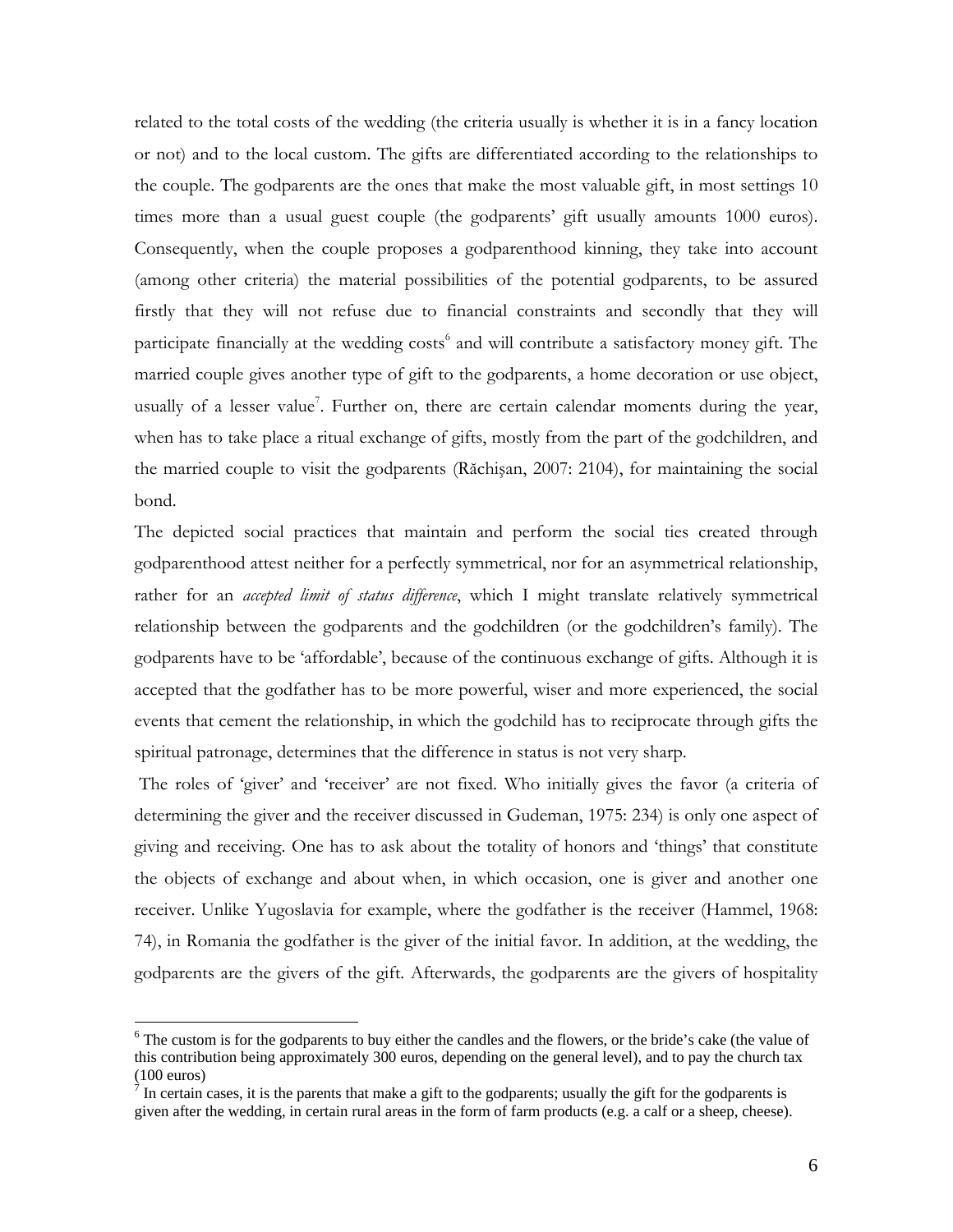related to the total costs of the wedding (the criteria usually is whether it is in a fancy location or not) and to the local custom. The gifts are differentiated according to the relationships to the couple. The godparents are the ones that make the most valuable gift, in most settings 10 times more than a usual guest couple (the godparents' gift usually amounts 1000 euros). Consequently, when the couple proposes a godparenthood kinning, they take into account (among other criteria) the material possibilities of the potential godparents, to be assured firstly that they will not refuse due to financial constraints and secondly that they will participate financially at the wedding costs[6] and will contribute a satisfactory money gift. The married couple gives another type of gift to the godparents, a home decoration or use object, usually of a lesser value[7]. Further on, there are certain calendar moments during the year, when has to take place a ritual exchange of gifts, mostly from the part of the godchildren, and the married couple to visit the godparents (Răchişan, 2007: 2104), for maintaining the social bond.

The depicted social practices that maintain and perform the social ties created through godparenthood attest neither for a perfectly symmetrical, nor for an asymmetrical relationship, rather for an *accepted limit of status difference*, which I might translate relatively symmetrical relationship between the godparents and the godchildren (or the godchildren's family). The godparents have to be 'affordable', because of the continuous exchange of gifts. Although it is accepted that the godfather has to be more powerful, wiser and more experienced, the social events that cement the relationship, in which the godchild has to reciprocate through gifts the spiritual patronage, determines that the difference in status is not very sharp.

The roles of 'giver' and 'receiver' are not fixed. Who initially gives the favor (a criteria of determining the giver and the receiver discussed in Gudeman, 1975: 234) is only one aspect of giving and receiving. One has to ask about the totality of honors and 'things' that constitute the objects of exchange and about when, in which occasion, one is giver and another one receiver. Unlike Yugoslavia for example, where the godfather is the receiver (Hammel, 1968: 74), in Romania the godfather is the giver of the initial favor. In addition, at the wedding, the godparents are the givers of the gift. Afterwards, the godparents are the givers of hospitality

---

[6] The custom is for the godparents to buy either the candles and the flowers, or the bride's cake (the value of this contribution being approximately 300 euros, depending on the general level), and to pay the church tax (100 euros)

[7] In certain cases, it is the parents that make a gift to the godparents; usually the gift for the godparents is given after the wedding, in certain rural areas in the form of farm products (e.g. a calf or a sheep, cheese).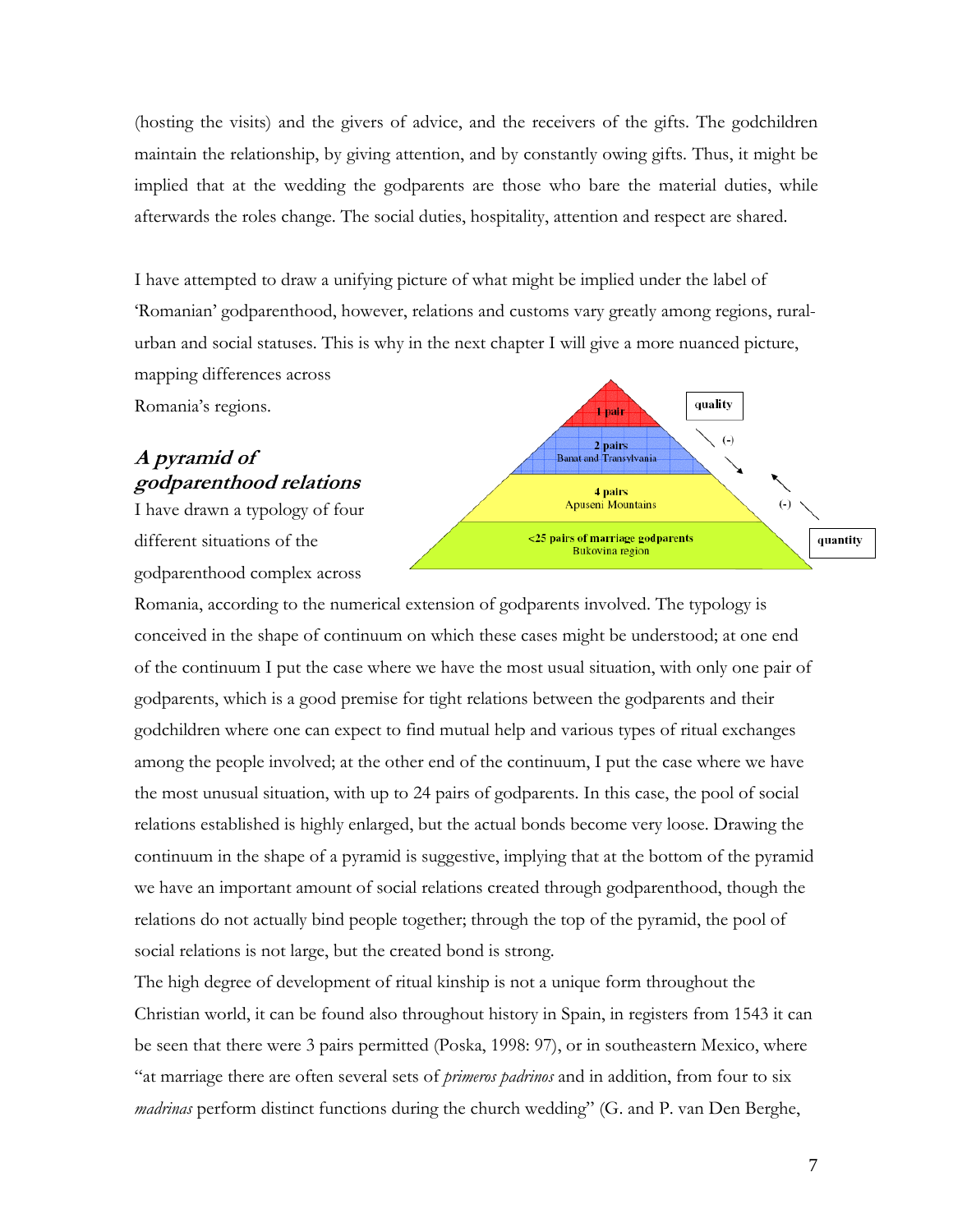(hosting the visits) and the givers of advice, and the receivers of the gifts. The godchildren maintain the relationship, by giving attention, and by constantly owing gifts. Thus, it might be implied that at the wedding the godparents are those who bare the material duties, while afterwards the roles change. The social duties, hospitality, attention and respect are shared.

I have attempted to draw a unifying picture of what might be implied under the label of 'Romanian' godparenthood, however, relations and customs vary greatly among regions, rural-urban and social statuses. This is why in the next chapter I will give a more nuanced picture, mapping differences across Romania's regions.

### *A pyramid of godparenthood relations*

I have drawn a typology of four different situations of the godparenthood complex across Romania, according to the numerical extension of godparents involved. The typology is conceived in the shape of continuum on which these cases might be understood; at one end of the continuum I put the case where we have the most usual situation, with only one pair of godparents, which is a good premise for tight relations between the godparents and their godchildren where one can expect to find mutual help and various types of ritual exchanges among the people involved; at the other end of the continuum, I put the case where we have the most unusual situation, with up to 24 pairs of godparents. In this case, the pool of social relations established is highly enlarged, but the actual bonds become very loose. Drawing the continuum in the shape of a pyramid is suggestive, implying that at the bottom of the pyramid we have an important amount of social relations created through godparenthood, though the relations do not actually bind people together; through the top of the pyramid, the pool of social relations is not large, but the created bond is strong.

The high degree of development of ritual kinship is not a unique form throughout the Christian world, it can be found also throughout history in Spain, in registers from 1543 it can be seen that there were 3 pairs permitted (Poska, 1998: 97), or in southeastern Mexico, where "at marriage there are often several sets of *primeros padrinos* and in addition, from four to six *madrinas* perform distinct functions during the church wedding" (G. and P. van Den Berghe,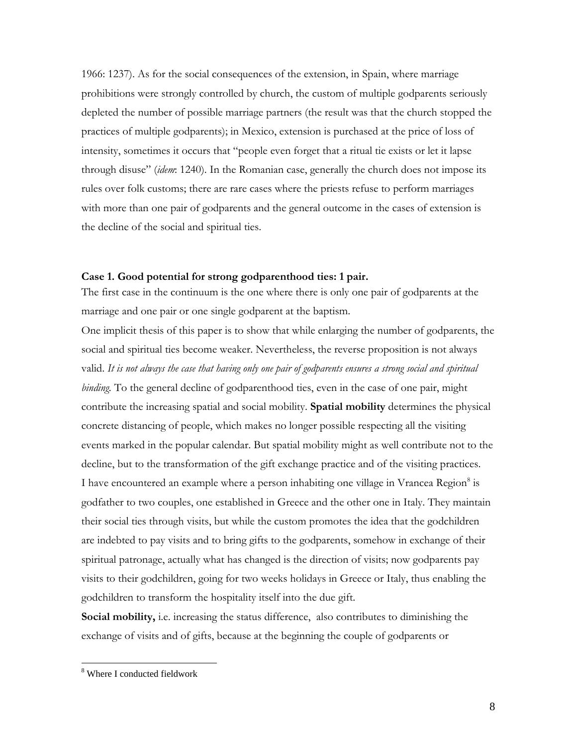1966: 1237). As for the social consequences of the extension, in Spain, where marriage prohibitions were strongly controlled by church, the custom of multiple godparents seriously depleted the number of possible marriage partners (the result was that the church stopped the practices of multiple godparents); in Mexico, extension is purchased at the price of loss of intensity, sometimes it occurs that "people even forget that a ritual tie exists or let it lapse through disuse" (*idem*: 1240). In the Romanian case, generally the church does not impose its rules over folk customs; there are rare cases where the priests refuse to perform marriages with more than one pair of godparents and the general outcome in the cases of extension is the decline of the social and spiritual ties.

**Case 1. Good potential for strong godparenthood ties: 1 pair.**

The first case in the continuum is the one where there is only one pair of godparents at the marriage and one pair or one single godparent at the baptism.

One implicit thesis of this paper is to show that while enlarging the number of godparents, the social and spiritual ties become weaker. Nevertheless, the reverse proposition is not always valid. *It is not always the case that having only one pair of godparents ensures a strong social and spiritual binding.* To the general decline of godparenthood ties, even in the case of one pair, might contribute the increasing spatial and social mobility. **Spatial mobility** determines the physical concrete distancing of people, which makes no longer possible respecting all the visiting events marked in the popular calendar. But spatial mobility might as well contribute not to the decline, but to the transformation of the gift exchange practice and of the visiting practices. I have encountered an example where a person inhabiting one village in Vrancea Region[8] is godfather to two couples, one established in Greece and the other one in Italy. They maintain their social ties through visits, but while the custom promotes the idea that the godchildren are indebted to pay visits and to bring gifts to the godparents, somehow in exchange of their spiritual patronage, actually what has changed is the direction of visits; now godparents pay visits to their godchildren, going for two weeks holidays in Greece or Italy, thus enabling the godchildren to transform the hospitality itself into the due gift.

**Social mobility,** i.e. increasing the status difference, also contributes to diminishing the exchange of visits and of gifts, because at the beginning the couple of godparents or

[8] Where I conducted fieldwork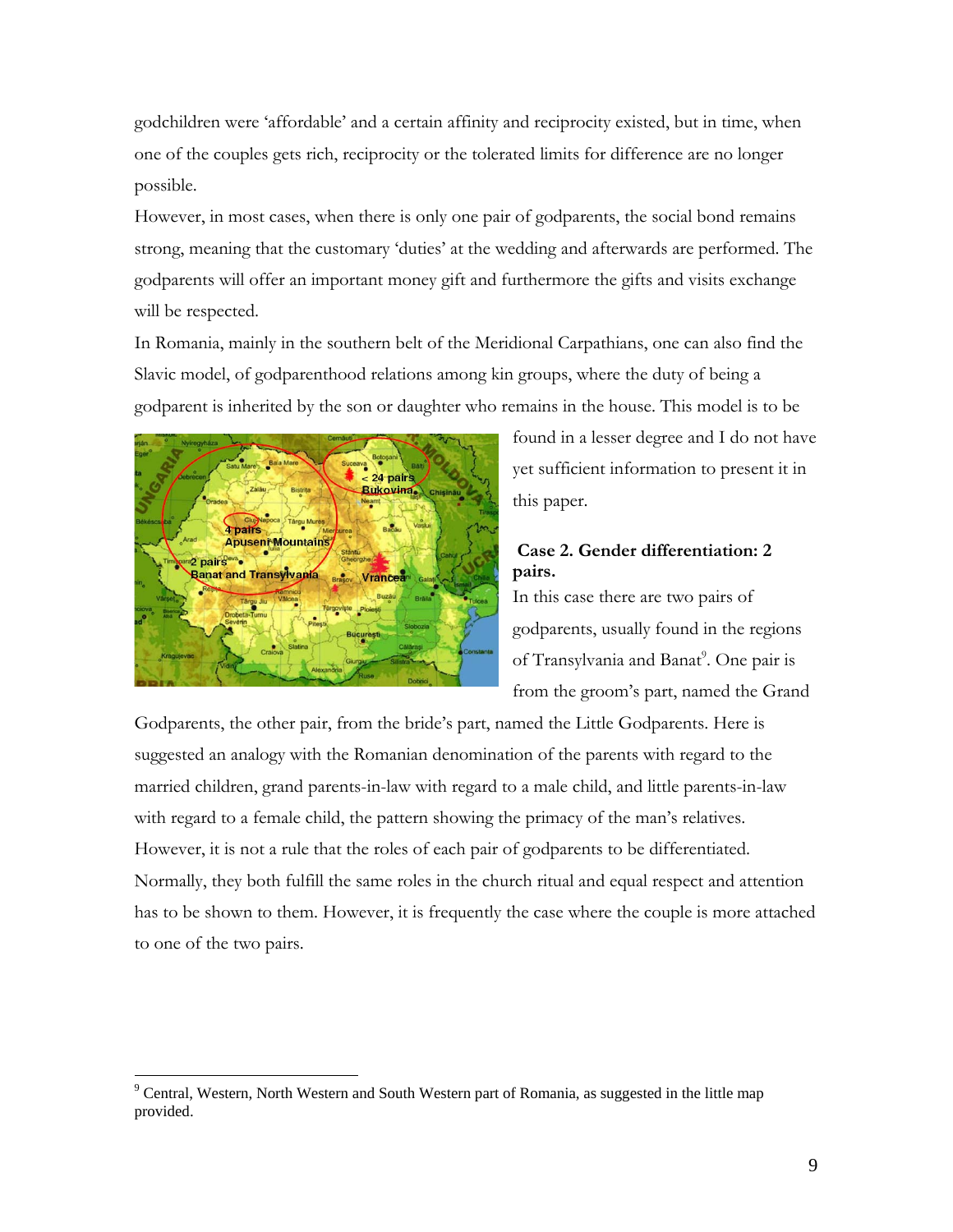godchildren were 'affordable' and a certain affinity and reciprocity existed, but in time, when one of the couples gets rich, reciprocity or the tolerated limits for difference are no longer possible.

However, in most cases, when there is only one pair of godparents, the social bond remains strong, meaning that the customary 'duties' at the wedding and afterwards are performed. The godparents will offer an important money gift and furthermore the gifts and visits exchange will be respected.

In Romania, mainly in the southern belt of the Meridional Carpathians, one can also find the Slavic model, of godparenthood relations among kin groups, where the duty of being a godparent is inherited by the son or daughter who remains in the house. This model is to be found in a lesser degree and I do not have yet sufficient information to present it in this paper.

### Case 2. Gender differentiation: 2 pairs.

In this case there are two pairs of godparents, usually found in the regions of Transylvania and Banat[9]. One pair is from the groom's part, named the Grand Godparents, the other pair, from the bride's part, named the Little Godparents. Here is suggested an analogy with the Romanian denomination of the parents with regard to the married children, grand parents-in-law with regard to a male child, and little parents-in-law with regard to a female child, the pattern showing the primacy of the man's relatives. However, it is not a rule that the roles of each pair of godparents to be differentiated. Normally, they both fulfill the same roles in the church ritual and equal respect and attention has to be shown to them. However, it is frequently the case where the couple is more attached to one of the two pairs.

[9] Central, Western, North Western and South Western part of Romania, as suggested in the little map provided.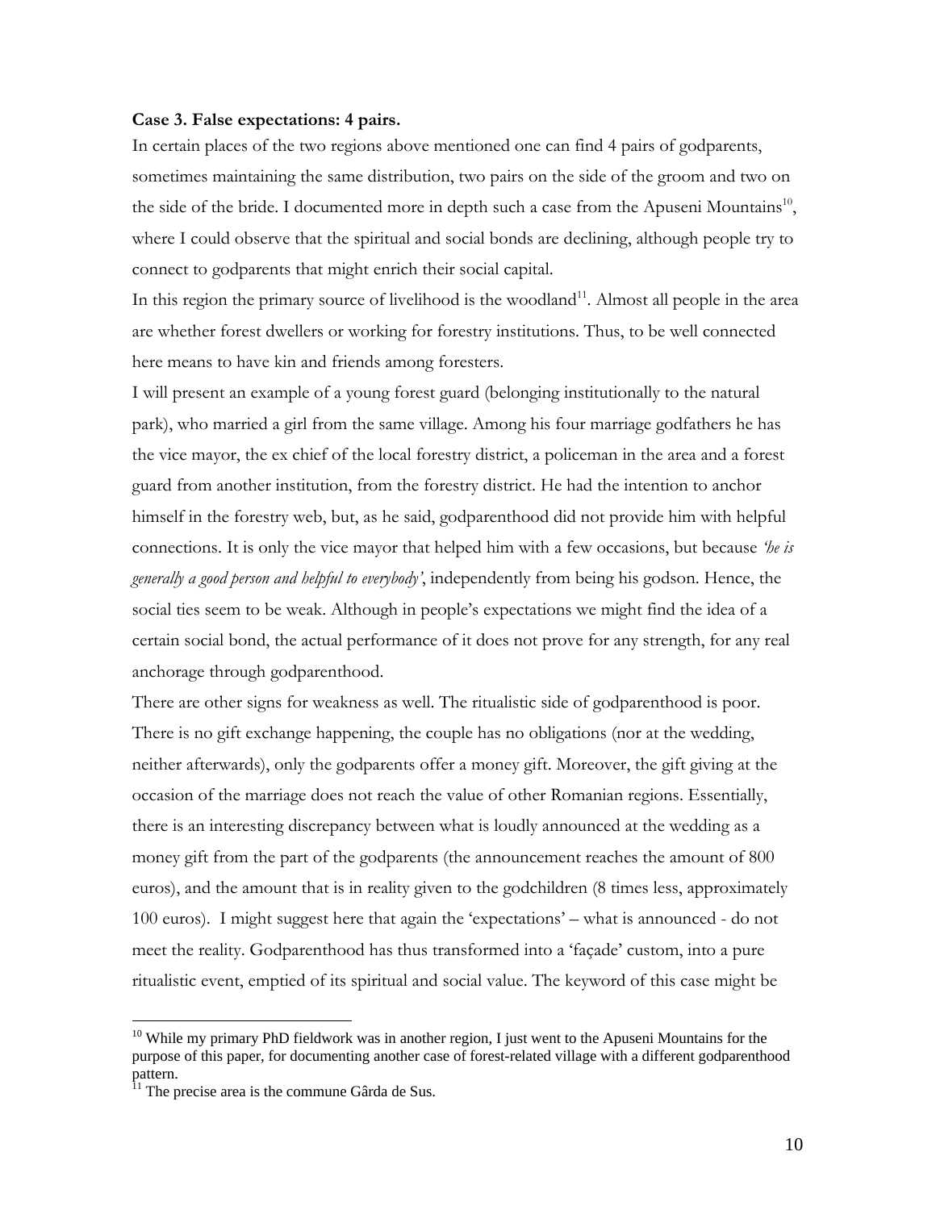**Case 3. False expectations: 4 pairs.**

In certain places of the two regions above mentioned one can find 4 pairs of godparents, sometimes maintaining the same distribution, two pairs on the side of the groom and two on the side of the bride. I documented more in depth such a case from the Apuseni Mountains[10], where I could observe that the spiritual and social bonds are declining, although people try to connect to godparents that might enrich their social capital.

In this region the primary source of livelihood is the woodland[11]. Almost all people in the area are whether forest dwellers or working for forestry institutions. Thus, to be well connected here means to have kin and friends among foresters.

I will present an example of a young forest guard (belonging institutionally to the natural park), who married a girl from the same village. Among his four marriage godfathers he has the vice mayor, the ex chief of the local forestry district, a policeman in the area and a forest guard from another institution, from the forestry district. He had the intention to anchor himself in the forestry web, but, as he said, godparenthood did not provide him with helpful connections. It is only the vice mayor that helped him with a few occasions, but because *'he is generally a good person and helpful to everybody'*, independently from being his godson. Hence, the social ties seem to be weak. Although in people's expectations we might find the idea of a certain social bond, the actual performance of it does not prove for any strength, for any real anchorage through godparenthood.

There are other signs for weakness as well. The ritualistic side of godparenthood is poor. There is no gift exchange happening, the couple has no obligations (nor at the wedding, neither afterwards), only the godparents offer a money gift. Moreover, the gift giving at the occasion of the marriage does not reach the value of other Romanian regions. Essentially, there is an interesting discrepancy between what is loudly announced at the wedding as a money gift from the part of the godparents (the announcement reaches the amount of 800 euros), and the amount that is in reality given to the godchildren (8 times less, approximately 100 euros). I might suggest here that again the 'expectations' – what is announced - do not meet the reality. Godparenthood has thus transformed into a 'façade' custom, into a pure ritualistic event, emptied of its spiritual and social value. The keyword of this case might be

---

[10] While my primary PhD fieldwork was in another region, I just went to the Apuseni Mountains for the purpose of this paper, for documenting another case of forest-related village with a different godparenthood pattern.

[11] The precise area is the commune Gârda de Sus.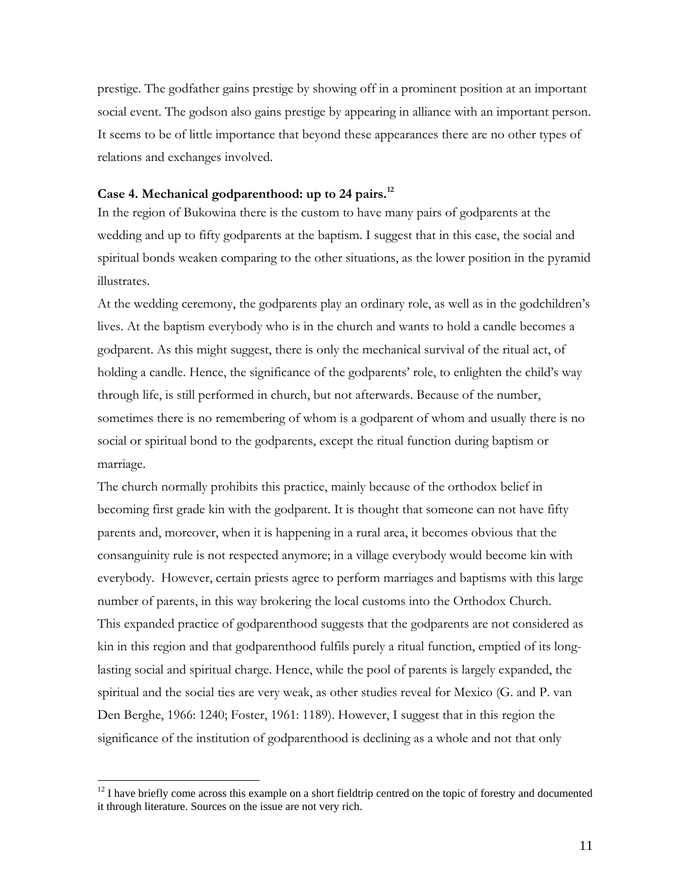prestige. The godfather gains prestige by showing off in a prominent position at an important social event. The godson also gains prestige by appearing in alliance with an important person. It seems to be of little importance that beyond these appearances there are no other types of relations and exchanges involved.

**Case 4. Mechanical godparenthood: up to 24 pairs.**[12]

In the region of Bukowina there is the custom to have many pairs of godparents at the wedding and up to fifty godparents at the baptism. I suggest that in this case, the social and spiritual bonds weaken comparing to the other situations, as the lower position in the pyramid illustrates.

At the wedding ceremony, the godparents play an ordinary role, as well as in the godchildren's lives. At the baptism everybody who is in the church and wants to hold a candle becomes a godparent. As this might suggest, there is only the mechanical survival of the ritual act, of holding a candle. Hence, the significance of the godparents' role, to enlighten the child's way through life, is still performed in church, but not afterwards. Because of the number, sometimes there is no remembering of whom is a godparent of whom and usually there is no social or spiritual bond to the godparents, except the ritual function during baptism or marriage.

The church normally prohibits this practice, mainly because of the orthodox belief in becoming first grade kin with the godparent. It is thought that someone can not have fifty parents and, moreover, when it is happening in a rural area, it becomes obvious that the consanguinity rule is not respected anymore; in a village everybody would become kin with everybody. However, certain priests agree to perform marriages and baptisms with this large number of parents, in this way brokering the local customs into the Orthodox Church.

This expanded practice of godparenthood suggests that the godparents are not considered as kin in this region and that godparenthood fulfils purely a ritual function, emptied of its long-lasting social and spiritual charge. Hence, while the pool of parents is largely expanded, the spiritual and the social ties are very weak, as other studies reveal for Mexico (G. and P. van Den Berghe, 1966: 1240; Foster, 1961: 1189). However, I suggest that in this region the significance of the institution of godparenthood is declining as a whole and not that only

[12] I have briefly come across this example on a short fieldtrip centred on the topic of forestry and documented it through literature. Sources on the issue are not very rich.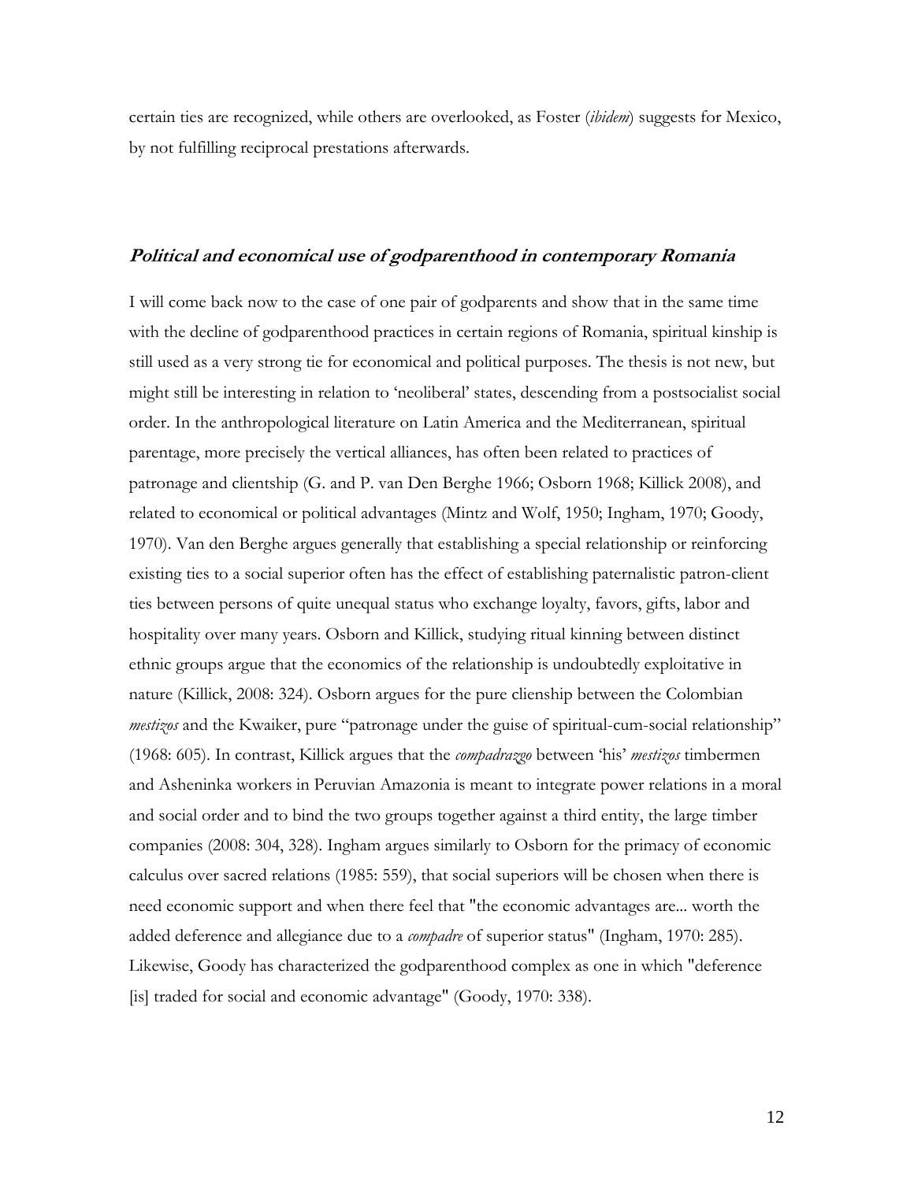certain ties are recognized, while others are overlooked, as Foster (*ibidem*) suggests for Mexico, by not fulfilling reciprocal prestations afterwards.

## *Political and economical use of godparenthood in contemporary Romania*

I will come back now to the case of one pair of godparents and show that in the same time with the decline of godparenthood practices in certain regions of Romania, spiritual kinship is still used as a very strong tie for economical and political purposes. The thesis is not new, but might still be interesting in relation to 'neoliberal' states, descending from a postsocialist social order. In the anthropological literature on Latin America and the Mediterranean, spiritual parentage, more precisely the vertical alliances, has often been related to practices of patronage and clientship (G. and P. van Den Berghe 1966; Osborn 1968; Killick 2008), and related to economical or political advantages (Mintz and Wolf, 1950; Ingham, 1970; Goody, 1970). Van den Berghe argues generally that establishing a special relationship or reinforcing existing ties to a social superior often has the effect of establishing paternalistic patron-client ties between persons of quite unequal status who exchange loyalty, favors, gifts, labor and hospitality over many years. Osborn and Killick, studying ritual kinning between distinct ethnic groups argue that the economics of the relationship is undoubtedly exploitative in nature (Killick, 2008: 324). Osborn argues for the pure clienship between the Colombian *mestizos* and the Kwaiker, pure "patronage under the guise of spiritual-cum-social relationship" (1968: 605). In contrast, Killick argues that the *compadrazgo* between 'his' *mestizos* timbermen and Asheninka workers in Peruvian Amazonia is meant to integrate power relations in a moral and social order and to bind the two groups together against a third entity, the large timber companies (2008: 304, 328). Ingham argues similarly to Osborn for the primacy of economic calculus over sacred relations (1985: 559), that social superiors will be chosen when there is need economic support and when there feel that "the economic advantages are... worth the added deference and allegiance due to a *compadre* of superior status" (Ingham, 1970: 285). Likewise, Goody has characterized the godparenthood complex as one in which "deference [is] traded for social and economic advantage" (Goody, 1970: 338).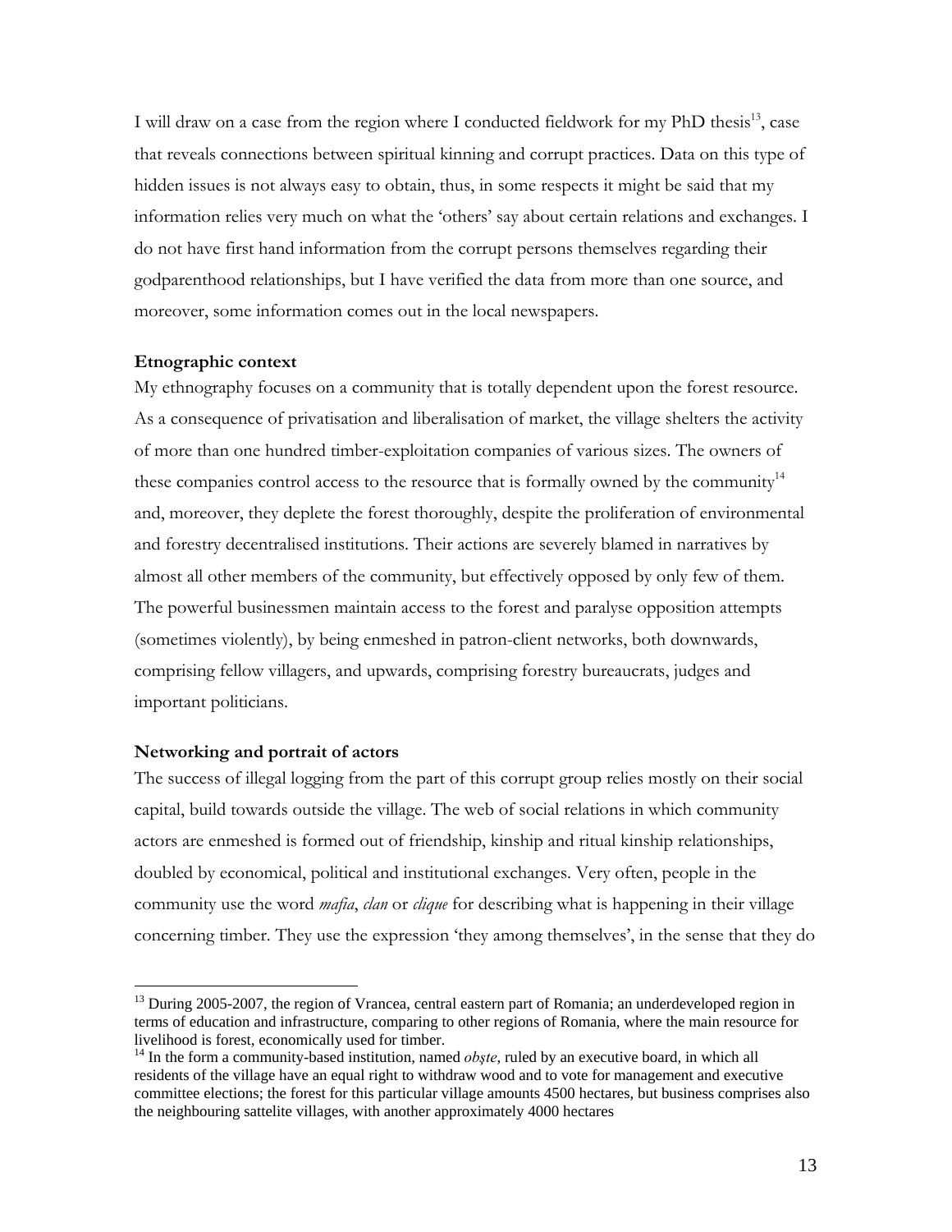I will draw on a case from the region where I conducted fieldwork for my PhD thesis[13], case that reveals connections between spiritual kinning and corrupt practices. Data on this type of hidden issues is not always easy to obtain, thus, in some respects it might be said that my information relies very much on what the 'others' say about certain relations and exchanges. I do not have first hand information from the corrupt persons themselves regarding their godparenthood relationships, but I have verified the data from more than one source, and moreover, some information comes out in the local newspapers.

**Etnographic context**

My ethnography focuses on a community that is totally dependent upon the forest resource. As a consequence of privatisation and liberalisation of market, the village shelters the activity of more than one hundred timber-exploitation companies of various sizes. The owners of these companies control access to the resource that is formally owned by the community[14] and, moreover, they deplete the forest thoroughly, despite the proliferation of environmental and forestry decentralised institutions. Their actions are severely blamed in narratives by almost all other members of the community, but effectively opposed by only few of them. The powerful businessmen maintain access to the forest and paralyse opposition attempts (sometimes violently), by being enmeshed in patron-client networks, both downwards, comprising fellow villagers, and upwards, comprising forestry bureaucrats, judges and important politicians.

**Networking and portrait of actors**

The success of illegal logging from the part of this corrupt group relies mostly on their social capital, build towards outside the village. The web of social relations in which community actors are enmeshed is formed out of friendship, kinship and ritual kinship relationships, doubled by economical, political and institutional exchanges. Very often, people in the community use the word *mafia*, *clan* or *clique* for describing what is happening in their village concerning timber. They use the expression 'they among themselves', in the sense that they do

---

[13] During 2005-2007, the region of Vrancea, central eastern part of Romania; an underdeveloped region in terms of education and infrastructure, comparing to other regions of Romania, where the main resource for livelihood is forest, economically used for timber.

[14] In the form a community-based institution, named *obște*, ruled by an executive board, in which all residents of the village have an equal right to withdraw wood and to vote for management and executive committee elections; the forest for this particular village amounts 4500 hectares, but business comprises also the neighbouring sattelite villages, with another approximately 4000 hectares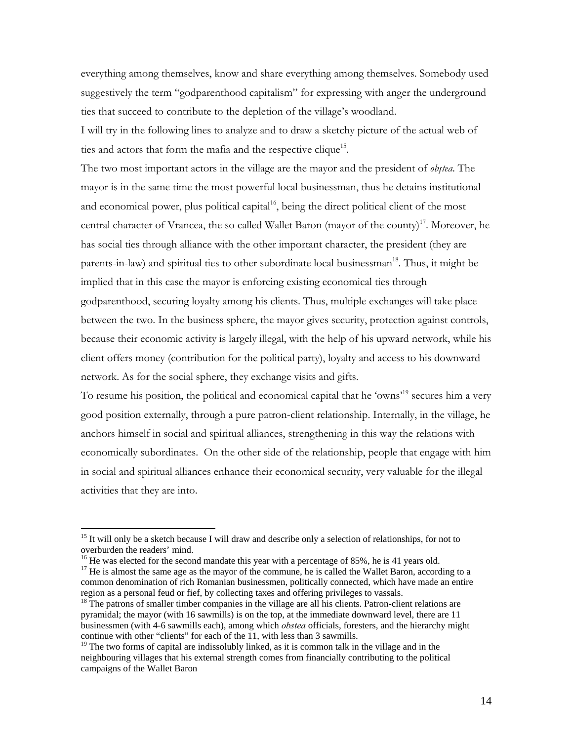everything among themselves, know and share everything among themselves. Somebody used suggestively the term "godparenthood capitalism" for expressing with anger the underground ties that succeed to contribute to the depletion of the village's woodland.

I will try in the following lines to analyze and to draw a sketchy picture of the actual web of ties and actors that form the mafia and the respective clique[15].

The two most important actors in the village are the mayor and the president of *obştea*. The mayor is in the same time the most powerful local businessman, thus he detains institutional and economical power, plus political capital[16], being the direct political client of the most central character of Vrancea, the so called Wallet Baron (mayor of the county)[17]. Moreover, he has social ties through alliance with the other important character, the president (they are parents-in-law) and spiritual ties to other subordinate local businessman[18]. Thus, it might be implied that in this case the mayor is enforcing existing economical ties through godparenthood, securing loyalty among his clients. Thus, multiple exchanges will take place between the two. In the business sphere, the mayor gives security, protection against controls, because their economic activity is largely illegal, with the help of his upward network, while his client offers money (contribution for the political party), loyalty and access to his downward network. As for the social sphere, they exchange visits and gifts.

To resume his position, the political and economical capital that he 'owns'[19] secures him a very good position externally, through a pure patron-client relationship. Internally, in the village, he anchors himself in social and spiritual alliances, strengthening in this way the relations with economically subordinates. On the other side of the relationship, people that engage with him in social and spiritual alliances enhance their economical security, very valuable for the illegal activities that they are into.

---

[15] It will only be a sketch because I will draw and describe only a selection of relationships, for not to overburden the readers' mind.

[16] He was elected for the second mandate this year with a percentage of 85%, he is 41 years old.

[17] He is almost the same age as the mayor of the commune, he is called the Wallet Baron, according to a common denomination of rich Romanian businessmen, politically connected, which have made an entire region as a personal feud or fief, by collecting taxes and offering privileges to vassals.

[18] The patrons of smaller timber companies in the village are all his clients. Patron-client relations are pyramidal; the mayor (with 16 sawmills) is on the top, at the immediate downward level, there are 11 businessmen (with 4-6 sawmills each), among which *obstea* officials, foresters, and the hierarchy might continue with other "clients" for each of the 11, with less than 3 sawmills.

[19] The two forms of capital are indissolubly linked, as it is common talk in the village and in the neighbouring villages that his external strength comes from financially contributing to the political campaigns of the Wallet Baron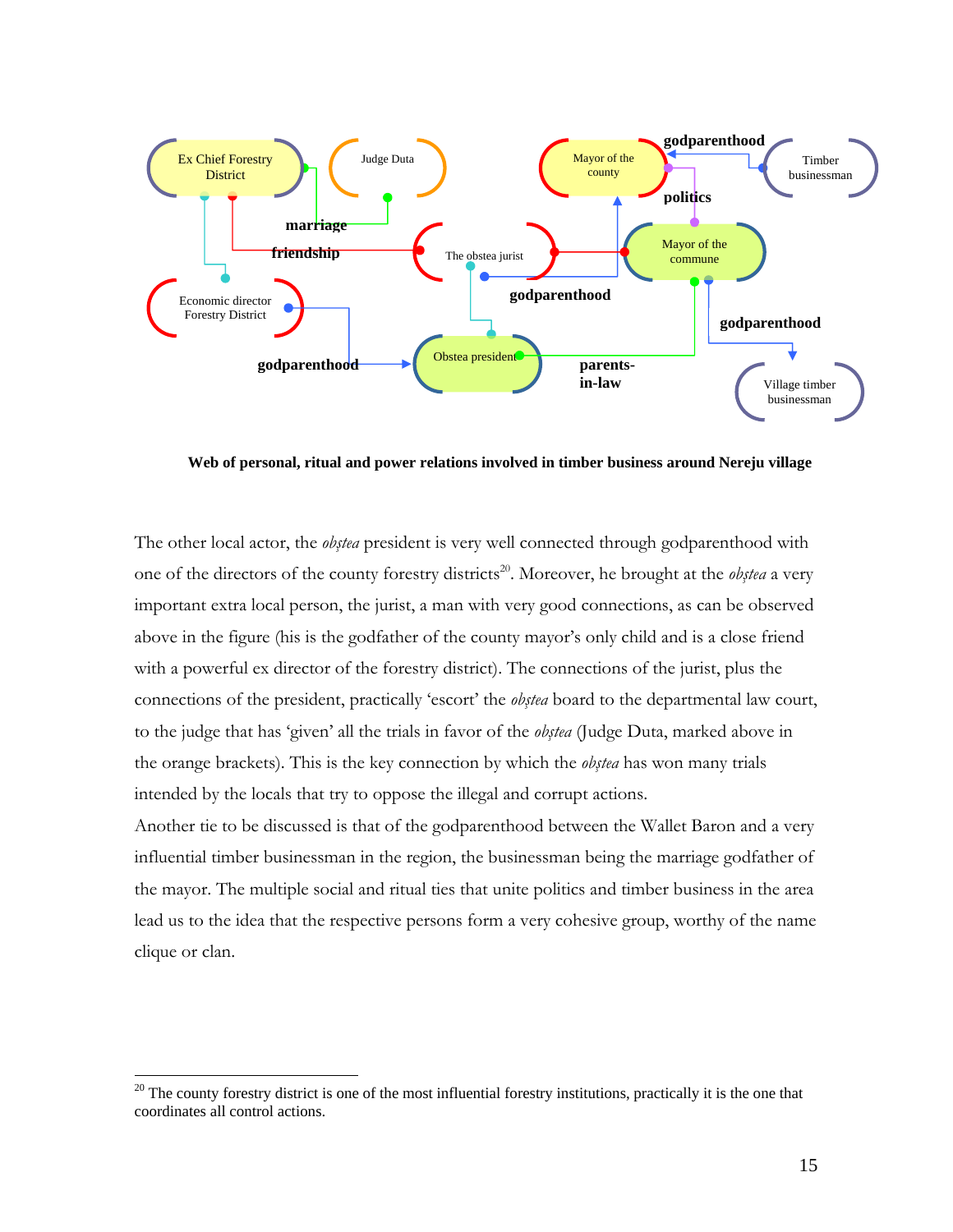**Web of personal, ritual and power relations involved in timber business around Nereju village**

The other local actor, the *obştea* president is very well connected through godparenthood with one of the directors of the county forestry districts[20]. Moreover, he brought at the *obştea* a very important extra local person, the jurist, a man with very good connections, as can be observed above in the figure (his is the godfather of the county mayor's only child and is a close friend with a powerful ex director of the forestry district). The connections of the jurist, plus the connections of the president, practically 'escort' the *obştea* board to the departmental law court, to the judge that has 'given' all the trials in favor of the *obştea* (Judge Duta, marked above in the orange brackets). This is the key connection by which the *obştea* has won many trials intended by the locals that try to oppose the illegal and corrupt actions.

Another tie to be discussed is that of the godparenthood between the Wallet Baron and a very influential timber businessman in the region, the businessman being the marriage godfather of the mayor. The multiple social and ritual ties that unite politics and timber business in the area lead us to the idea that the respective persons form a very cohesive group, worthy of the name clique or clan.

[20] The county forestry district is one of the most influential forestry institutions, practically it is the one that coordinates all control actions.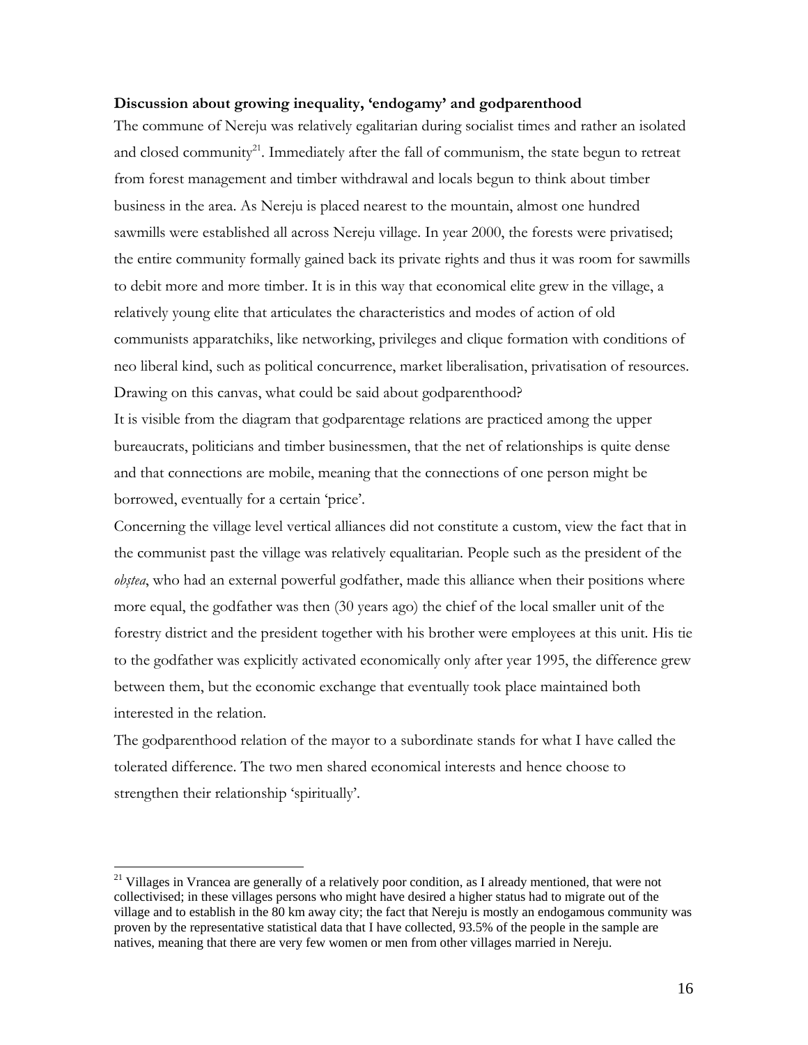**Discussion about growing inequality, 'endogamy' and godparenthood**

The commune of Nereju was relatively egalitarian during socialist times and rather an isolated and closed community[21]. Immediately after the fall of communism, the state begun to retreat from forest management and timber withdrawal and locals begun to think about timber business in the area. As Nereju is placed nearest to the mountain, almost one hundred sawmills were established all across Nereju village. In year 2000, the forests were privatised; the entire community formally gained back its private rights and thus it was room for sawmills to debit more and more timber. It is in this way that economical elite grew in the village, a relatively young elite that articulates the characteristics and modes of action of old communists apparatchiks, like networking, privileges and clique formation with conditions of neo liberal kind, such as political concurrence, market liberalisation, privatisation of resources. Drawing on this canvas, what could be said about godparenthood?

It is visible from the diagram that godparentage relations are practiced among the upper bureaucrats, politicians and timber businessmen, that the net of relationships is quite dense and that connections are mobile, meaning that the connections of one person might be borrowed, eventually for a certain 'price'.

Concerning the village level vertical alliances did not constitute a custom, view the fact that in the communist past the village was relatively equalitarian. People such as the president of the *obştea*, who had an external powerful godfather, made this alliance when their positions where more equal, the godfather was then (30 years ago) the chief of the local smaller unit of the forestry district and the president together with his brother were employees at this unit. His tie to the godfather was explicitly activated economically only after year 1995, the difference grew between them, but the economic exchange that eventually took place maintained both interested in the relation.

The godparenthood relation of the mayor to a subordinate stands for what I have called the tolerated difference. The two men shared economical interests and hence choose to strengthen their relationship 'spiritually'.

---

[21] Villages in Vrancea are generally of a relatively poor condition, as I already mentioned, that were not collectivised; in these villages persons who might have desired a higher status had to migrate out of the village and to establish in the 80 km away city; the fact that Nereju is mostly an endogamous community was proven by the representative statistical data that I have collected, 93.5% of the people in the sample are natives, meaning that there are very few women or men from other villages married in Nereju.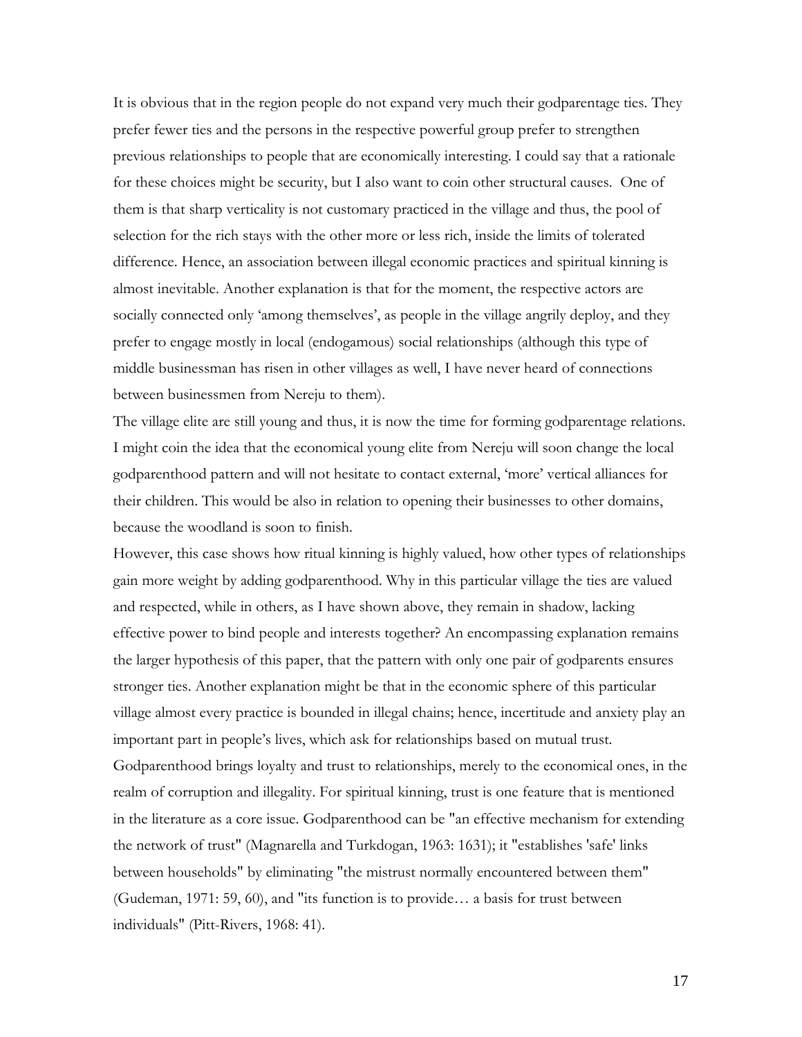It is obvious that in the region people do not expand very much their godparentage ties. They prefer fewer ties and the persons in the respective powerful group prefer to strengthen previous relationships to people that are economically interesting. I could say that a rationale for these choices might be security, but I also want to coin other structural causes. One of them is that sharp verticality is not customary practiced in the village and thus, the pool of selection for the rich stays with the other more or less rich, inside the limits of tolerated difference. Hence, an association between illegal economic practices and spiritual kinning is almost inevitable. Another explanation is that for the moment, the respective actors are socially connected only 'among themselves', as people in the village angrily deploy, and they prefer to engage mostly in local (endogamous) social relationships (although this type of middle businessman has risen in other villages as well, I have never heard of connections between businessmen from Nereju to them).

The village elite are still young and thus, it is now the time for forming godparentage relations. I might coin the idea that the economical young elite from Nereju will soon change the local godparenthood pattern and will not hesitate to contact external, 'more' vertical alliances for their children. This would be also in relation to opening their businesses to other domains, because the woodland is soon to finish.

However, this case shows how ritual kinning is highly valued, how other types of relationships gain more weight by adding godparenthood. Why in this particular village the ties are valued and respected, while in others, as I have shown above, they remain in shadow, lacking effective power to bind people and interests together? An encompassing explanation remains the larger hypothesis of this paper, that the pattern with only one pair of godparents ensures stronger ties. Another explanation might be that in the economic sphere of this particular village almost every practice is bounded in illegal chains; hence, incertitude and anxiety play an important part in people's lives, which ask for relationships based on mutual trust. Godparenthood brings loyalty and trust to relationships, merely to the economical ones, in the realm of corruption and illegality. For spiritual kinning, trust is one feature that is mentioned in the literature as a core issue. Godparenthood can be "an effective mechanism for extending the network of trust" (Magnarella and Turkdogan, 1963: 1631); it "establishes 'safe' links between households" by eliminating "the mistrust normally encountered between them" (Gudeman, 1971: 59, 60), and "its function is to provide… a basis for trust between individuals" (Pitt-Rivers, 1968: 41).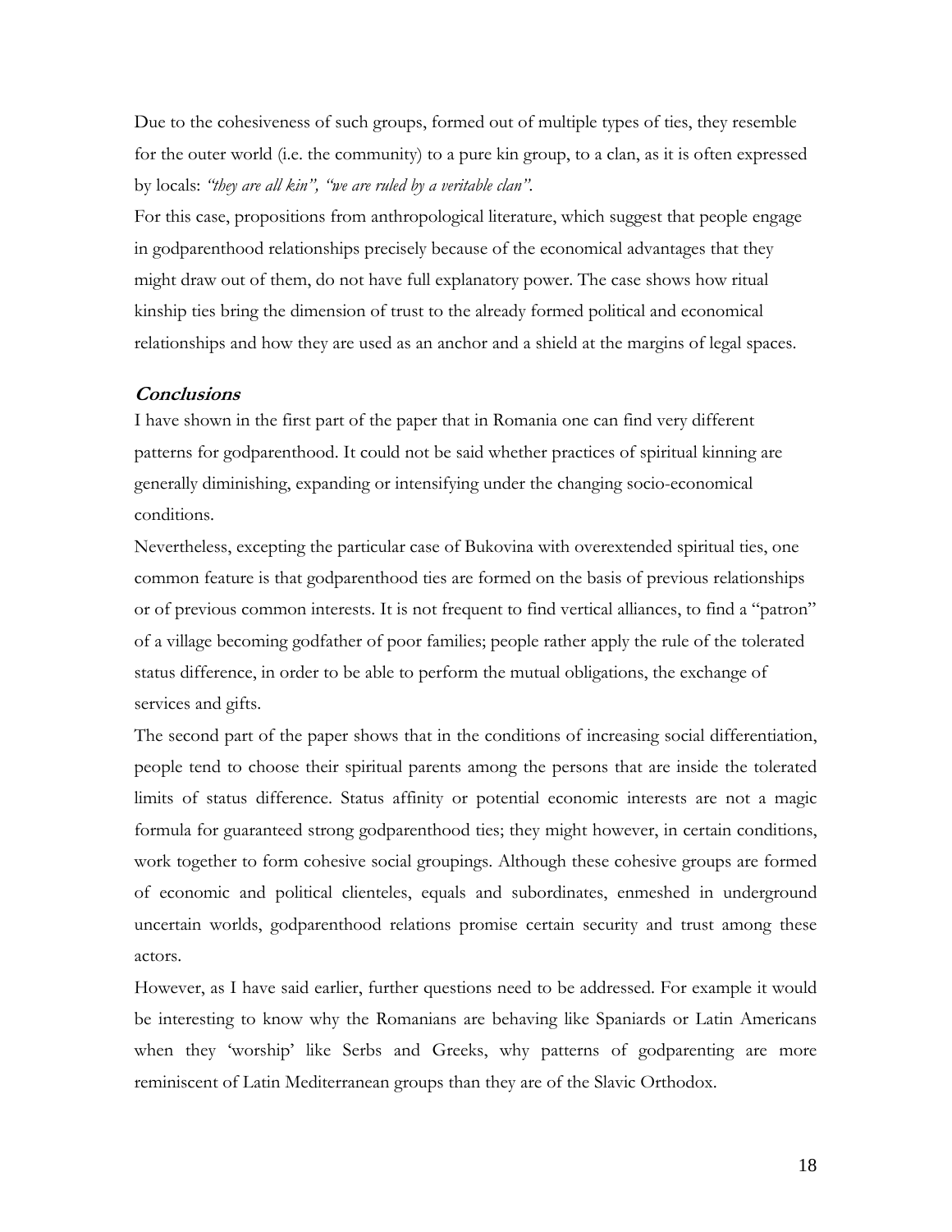Due to the cohesiveness of such groups, formed out of multiple types of ties, they resemble for the outer world (i.e. the community) to a pure kin group, to a clan, as it is often expressed by locals: *"they are all kin", "we are ruled by a veritable clan"*.

For this case, propositions from anthropological literature, which suggest that people engage in godparenthood relationships precisely because of the economical advantages that they might draw out of them, do not have full explanatory power. The case shows how ritual kinship ties bring the dimension of trust to the already formed political and economical relationships and how they are used as an anchor and a shield at the margins of legal spaces.

### *Conclusions*

I have shown in the first part of the paper that in Romania one can find very different patterns for godparenthood. It could not be said whether practices of spiritual kinning are generally diminishing, expanding or intensifying under the changing socio-economical conditions.

Nevertheless, excepting the particular case of Bukovina with overextended spiritual ties, one common feature is that godparenthood ties are formed on the basis of previous relationships or of previous common interests. It is not frequent to find vertical alliances, to find a "patron" of a village becoming godfather of poor families; people rather apply the rule of the tolerated status difference, in order to be able to perform the mutual obligations, the exchange of services and gifts.

The second part of the paper shows that in the conditions of increasing social differentiation, people tend to choose their spiritual parents among the persons that are inside the tolerated limits of status difference. Status affinity or potential economic interests are not a magic formula for guaranteed strong godparenthood ties; they might however, in certain conditions, work together to form cohesive social groupings. Although these cohesive groups are formed of economic and political clienteles, equals and subordinates, enmeshed in underground uncertain worlds, godparenthood relations promise certain security and trust among these actors.

However, as I have said earlier, further questions need to be addressed. For example it would be interesting to know why the Romanians are behaving like Spaniards or Latin Americans when they 'worship' like Serbs and Greeks, why patterns of godparenting are more reminiscent of Latin Mediterranean groups than they are of the Slavic Orthodox.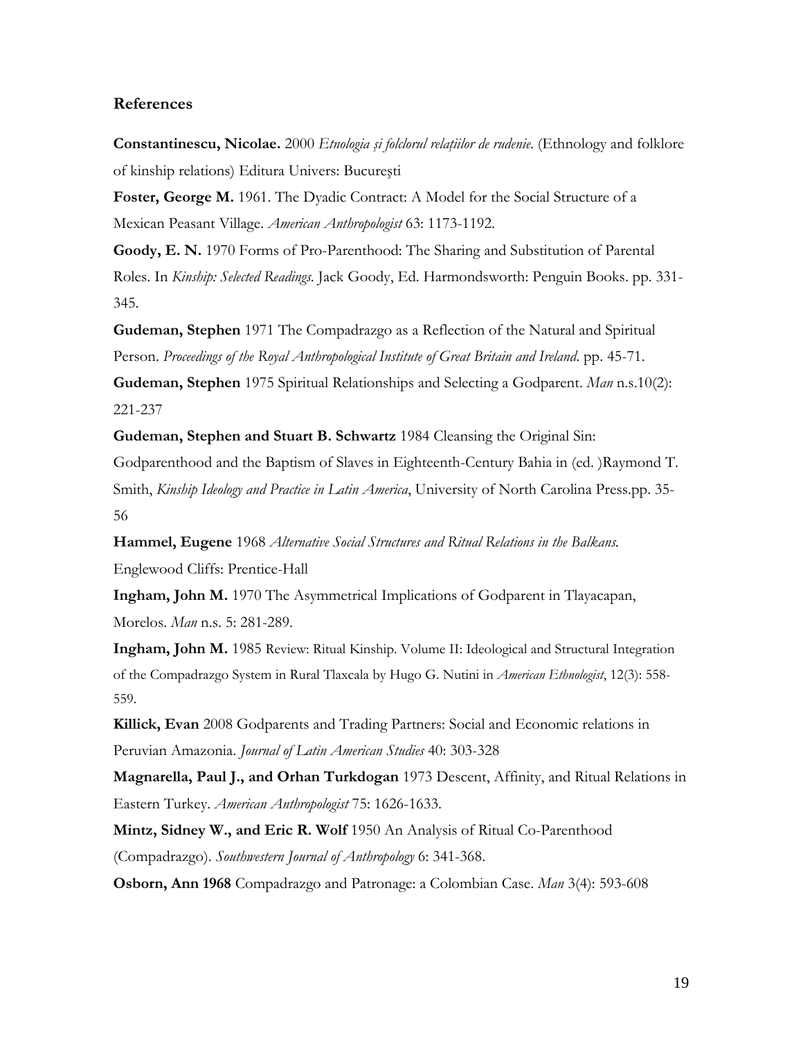## References

**Constantinescu, Nicolae.** 2000 *Etnologia și folclorul relațiilor de rudenie*. (Ethnology and folklore of kinship relations) Editura Univers: București

**Foster, George M.** 1961. The Dyadic Contract: A Model for the Social Structure of a Mexican Peasant Village. *American Anthropologist* 63: 1173-1192.

**Goody, E. N.** 1970 Forms of Pro-Parenthood: The Sharing and Substitution of Parental Roles. In *Kinship: Selected Readings*. Jack Goody, Ed. Harmondsworth: Penguin Books. pp. 331-345.

**Gudeman, Stephen** 1971 The Compadrazgo as a Reflection of the Natural and Spiritual Person. *Proceedings of the Royal Anthropological Institute of Great Britain and Ireland*. pp. 45-71.

**Gudeman, Stephen** 1975 Spiritual Relationships and Selecting a Godparent. *Man* n.s.10(2): 221-237

**Gudeman, Stephen and Stuart B. Schwartz** 1984 Cleansing the Original Sin: Godparenthood and the Baptism of Slaves in Eighteenth-Century Bahia in (ed. )Raymond T. Smith, *Kinship Ideology and Practice in Latin America*, University of North Carolina Press.pp. 35-56

**Hammel, Eugene** 1968 *Alternative Social Structures and Ritual Relations in the Balkans*. Englewood Cliffs: Prentice-Hall

**Ingham, John M.** 1970 The Asymmetrical Implications of Godparent in Tlayacapan, Morelos. *Man* n.s. 5: 281-289.

**Ingham, John M.** 1985 Review: Ritual Kinship. Volume II: Ideological and Structural Integration of the Compadrazgo System in Rural Tlaxcala by Hugo G. Nutini in *American Ethnologist*, 12(3): 558-559.

**Killick, Evan** 2008 Godparents and Trading Partners: Social and Economic relations in Peruvian Amazonia. *Journal of Latin American Studies* 40: 303-328

**Magnarella, Paul J., and Orhan Turkdogan** 1973 Descent, Affinity, and Ritual Relations in Eastern Turkey. *American Anthropologist* 75: 1626-1633.

**Mintz, Sidney W., and Eric R. Wolf** 1950 An Analysis of Ritual Co-Parenthood (Compadrazgo). *Southwestern Journal of Anthropology* 6: 341-368.

**Osborn, Ann 1968** Compadrazgo and Patronage: a Colombian Case. *Man* 3(4): 593-608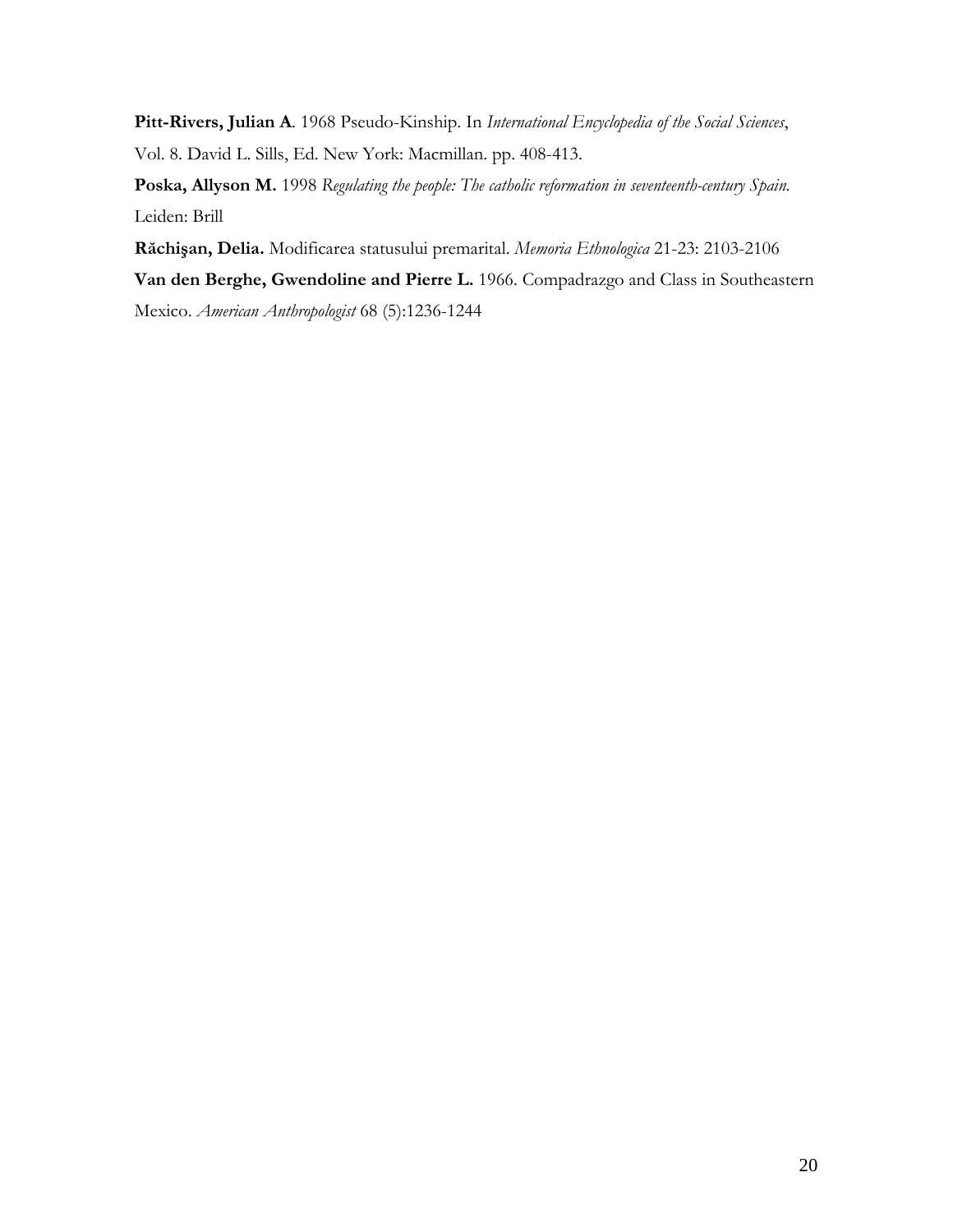**Pitt-Rivers, Julian A**. 1968 Pseudo-Kinship. In *International Encyclopedia of the Social Sciences*, Vol. 8. David L. Sills, Ed. New York: Macmillan. pp. 408-413.

**Poska, Allyson M.** 1998 *Regulating the people: The catholic reformation in seventeenth-century Spain.* Leiden: Brill

**Răchişan, Delia.** Modificarea statusului premarital. *Memoria Ethnologica* 21-23: 2103-2106

**Van den Berghe, Gwendoline and Pierre L.** 1966. Compadrazgo and Class in Southeastern Mexico. *American Anthropologist* 68 (5):1236-1244